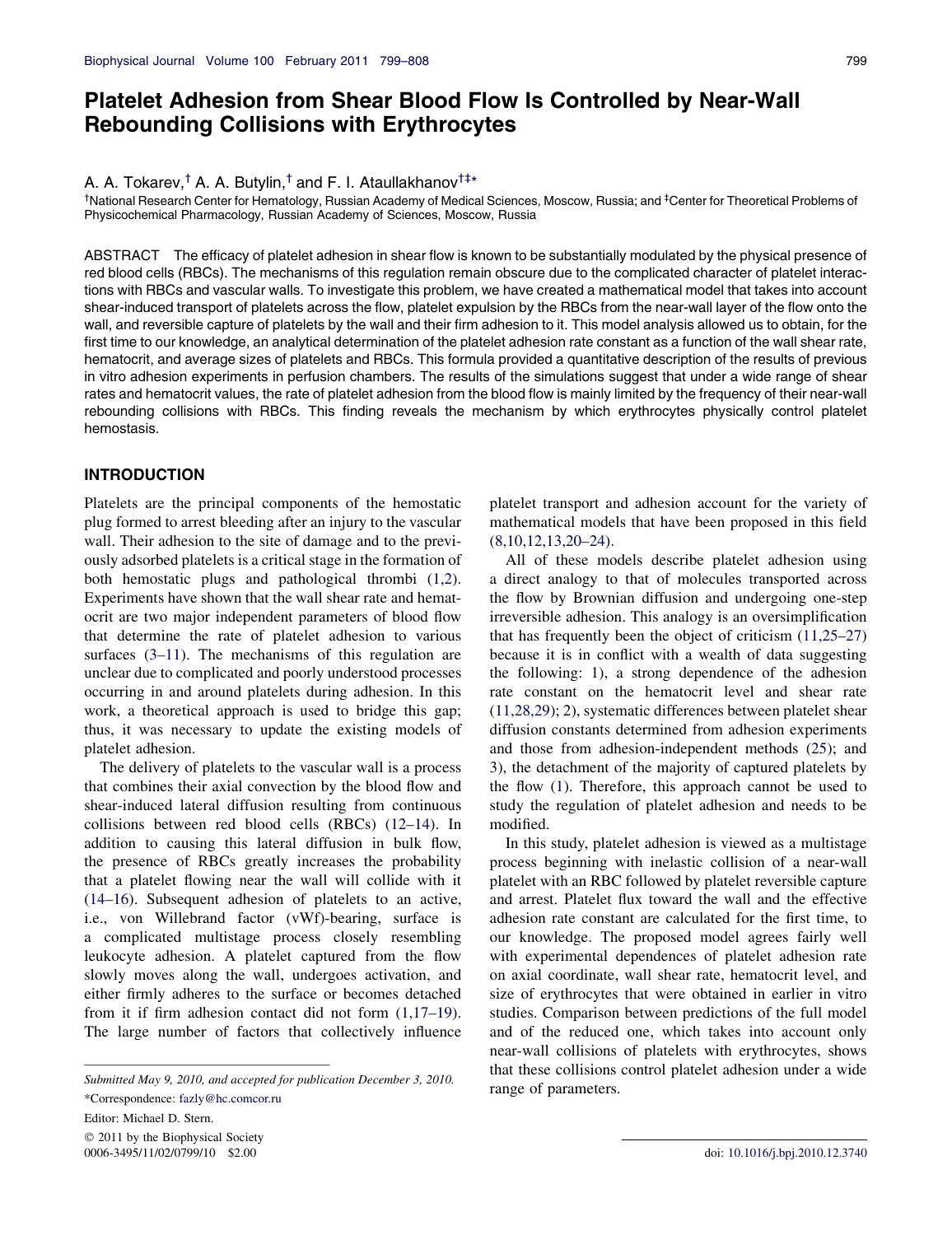# Platelet Adhesion from Shear Blood Flow Is Controlled by Near-Wall Rebounding Collisions with Erythrocytes

A. A. Tokarev,[†] A. A. Butylin,[†] and F. I. Ataullakhanov[†‡*]

[†]National Research Center for Hematology, Russian Academy of Medical Sciences, Moscow, Russia; and [‡]Center for Theoretical Problems of Physicochemical Pharmacology, Russian Academy of Sciences, Moscow, Russia

ABSTRACT The efficacy of platelet adhesion in shear flow is known to be substantially modulated by the physical presence of red blood cells (RBCs). The mechanisms of this regulation remain obscure due to the complicated character of platelet interactions with RBCs and vascular walls. To investigate this problem, we have created a mathematical model that takes into account shear-induced transport of platelets across the flow, platelet expulsion by the RBCs from the near-wall layer of the flow onto the wall, and reversible capture of platelets by the wall and their firm adhesion to it. This model analysis allowed us to obtain, for the first time to our knowledge, an analytical determination of the platelet adhesion rate constant as a function of the wall shear rate, hematocrit, and average sizes of platelets and RBCs. This formula provided a quantitative description of the results of previous in vitro adhesion experiments in perfusion chambers. The results of the simulations suggest that under a wide range of shear rates and hematocrit values, the rate of platelet adhesion from the blood flow is mainly limited by the frequency of their near-wall rebounding collisions with RBCs. This finding reveals the mechanism by which erythrocytes physically control platelet hemostasis.

## INTRODUCTION

Platelets are the principal components of the hemostatic plug formed to arrest bleeding after an injury to the vascular wall. Their adhesion to the site of damage and to the previously adsorbed platelets is a critical stage in the formation of both hemostatic plugs and pathological thrombi (1,2). Experiments have shown that the wall shear rate and hematocrit are two major independent parameters of blood flow that determine the rate of platelet adhesion to various surfaces (3–11). The mechanisms of this regulation are unclear due to complicated and poorly understood processes occurring in and around platelets during adhesion. In this work, a theoretical approach is used to bridge this gap; thus, it was necessary to update the existing models of platelet adhesion.

The delivery of platelets to the vascular wall is a process that combines their axial convection by the blood flow and shear-induced lateral diffusion resulting from continuous collisions between red blood cells (RBCs) (12–14). In addition to causing this lateral diffusion in bulk flow, the presence of RBCs greatly increases the probability that a platelet flowing near the wall will collide with it (14–16). Subsequent adhesion of platelets to an active, i.e., von Willebrand factor (vWf)-bearing, surface is a complicated multistage process closely resembling leukocyte adhesion. A platelet captured from the flow slowly moves along the wall, undergoes activation, and either firmly adheres to the surface or becomes detached from it if firm adhesion contact did not form (1,17–19). The large number of factors that collectively influence platelet transport and adhesion account for the variety of mathematical models that have been proposed in this field (8,10,12,13,20–24).

All of these models describe platelet adhesion using a direct analogy to that of molecules transported across the flow by Brownian diffusion and undergoing one-step irreversible adhesion. This analogy is an oversimplification that has frequently been the object of criticism (11,25–27) because it is in conflict with a wealth of data suggesting the following: 1), a strong dependence of the adhesion rate constant on the hematocrit level and shear rate (11,28,29); 2), systematic differences between platelet shear diffusion constants determined from adhesion experiments and those from adhesion-independent methods (25); and 3), the detachment of the majority of captured platelets by the flow (1). Therefore, this approach cannot be used to study the regulation of platelet adhesion and needs to be modified.

In this study, platelet adhesion is viewed as a multistage process beginning with inelastic collision of a near-wall platelet with an RBC followed by platelet reversible capture and arrest. Platelet flux toward the wall and the effective adhesion rate constant are calculated for the first time, to our knowledge. The proposed model agrees fairly well with experimental dependences of platelet adhesion rate on axial coordinate, wall shear rate, hematocrit level, and size of erythrocytes that were obtained in earlier in vitro studies. Comparison between predictions of the full model and of the reduced one, which takes into account only near-wall collisions of platelets with erythrocytes, shows that these collisions control platelet adhesion under a wide range of parameters.

Submitted May 9, 2010, and accepted for publication December 3, 2010.

*Correspondence: fazly@hc.comcor.ru

Editor: Michael D. Stern.

© 2011 by the Biophysical Society
0006-3495/11/02/0799/10 $2.00

doi: 10.1016/j.bpj.2010.12.3740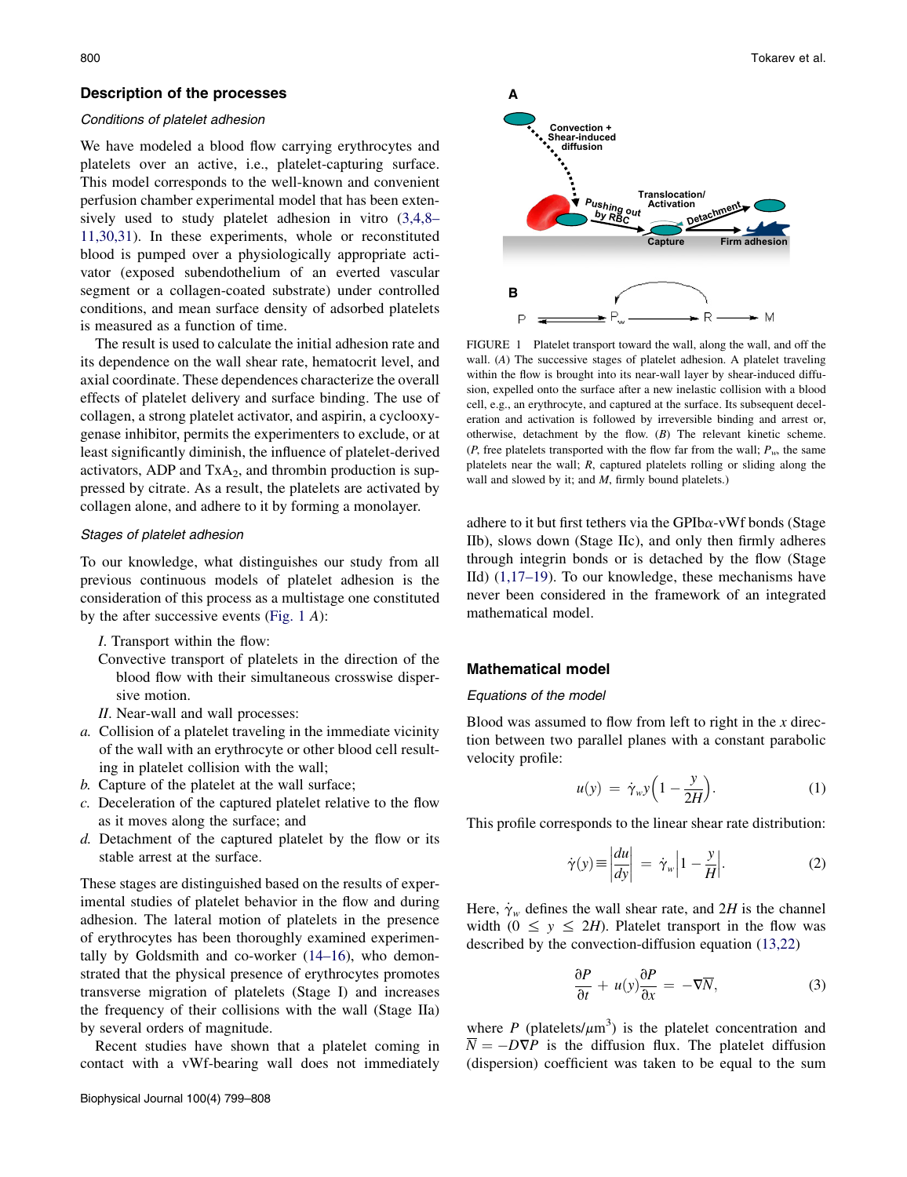## Description of the processes

### Conditions of platelet adhesion

We have modeled a blood flow carrying erythrocytes and platelets over an active, i.e., platelet-capturing surface. This model corresponds to the well-known and convenient perfusion chamber experimental model that has been extensively used to study platelet adhesion in vitro (3,4,8–11,30,31). In these experiments, whole or reconstituted blood is pumped over a physiologically appropriate activator (exposed subendothelium of an everted vascular segment or a collagen-coated substrate) under controlled conditions, and mean surface density of adsorbed platelets is measured as a function of time.

The result is used to calculate the initial adhesion rate and its dependence on the wall shear rate, hematocrit level, and axial coordinate. These dependences characterize the overall effects of platelet delivery and surface binding. The use of collagen, a strong platelet activator, and aspirin, a cyclooxygenase inhibitor, permits the experimenters to exclude, or at least significantly diminish, the influence of platelet-derived activators, ADP and $TxA_2$, and thrombin production is suppressed by citrate. As a result, the platelets are activated by collagen alone, and adhere to it by forming a monolayer.

### Stages of platelet adhesion

To our knowledge, what distinguishes our study from all previous continuous models of platelet adhesion is the consideration of this process as a multistage one constituted by the after successive events (Fig. 1 *A*):

*I*. Transport within the flow:

Convective transport of platelets in the direction of the blood flow with their simultaneous crosswise dispersive motion.

*II*. Near-wall and wall processes:

*a.* Collision of a platelet traveling in the immediate vicinity of the wall with an erythrocyte or other blood cell resulting in platelet collision with the wall;

*b.* Capture of the platelet at the wall surface;

*c.* Deceleration of the captured platelet relative to the flow as it moves along the surface; and

*d.* Detachment of the captured platelet by the flow or its stable arrest at the surface.

These stages are distinguished based on the results of experimental studies of platelet behavior in the flow and during adhesion. The lateral motion of platelets in the presence of erythrocytes has been thoroughly examined experimentally by Goldsmith and co-worker (14–16), who demonstrated that the physical presence of erythrocytes promotes transverse migration of platelets (Stage I) and increases the frequency of their collisions with the wall (Stage IIa) by several orders of magnitude.

Recent studies have shown that a platelet coming in contact with a vWf-bearing wall does not immediately adhere to it but first tethers via the GPIb$\alpha$-vWf bonds (Stage IIb), slows down (Stage IIc), and only then firmly adheres through integrin bonds or is detached by the flow (Stage IId) (1,17–19). To our knowledge, these mechanisms have never been considered in the framework of an integrated mathematical model.

FIGURE 1 Platelet transport toward the wall, along the wall, and off the wall. (*A*) The successive stages of platelet adhesion. A platelet traveling within the flow is brought into its near-wall layer by shear-induced diffusion, expelled onto the surface after a new inelastic collision with a blood cell, e.g., an erythrocyte, and captured at the surface. Its subsequent deceleration and activation is followed by irreversible binding and arrest or, otherwise, detachment by the flow. (*B*) The relevant kinetic scheme. (*P*, free platelets transported with the flow far from the wall; $P_w$, the same platelets near the wall; *R*, captured platelets rolling or sliding along the wall and slowed by it; and *M*, firmly bound platelets.)

## Mathematical model

### Equations of the model

Blood was assumed to flow from left to right in the *x* direction between two parallel planes with a constant parabolic velocity profile:

$$u(y) = \dot{\gamma}_w y\left(1 - \frac{y}{2H}\right). \tag{1}$$

This profile corresponds to the linear shear rate distribution:

$$\dot{\gamma}(y) \equiv \left|\frac{du}{dy}\right| = \dot{\gamma}_w\left|1 - \frac{y}{H}\right|. \tag{2}$$

Here, $\dot{\gamma}_w$ defines the wall shear rate, and $2H$ is the channel width ($0 \le y \le 2H$). Platelet transport in the flow was described by the convection-diffusion equation (13,22)

$$\frac{\partial P}{\partial t} + u(y)\frac{\partial P}{\partial x} = -\nabla \overline{N}, \tag{3}$$

where $P$ (platelets/$\mu m^3$) is the platelet concentration and $\overline{N} = -D\nabla P$ is the diffusion flux. The platelet diffusion (dispersion) coefficient was taken to be equal to the sum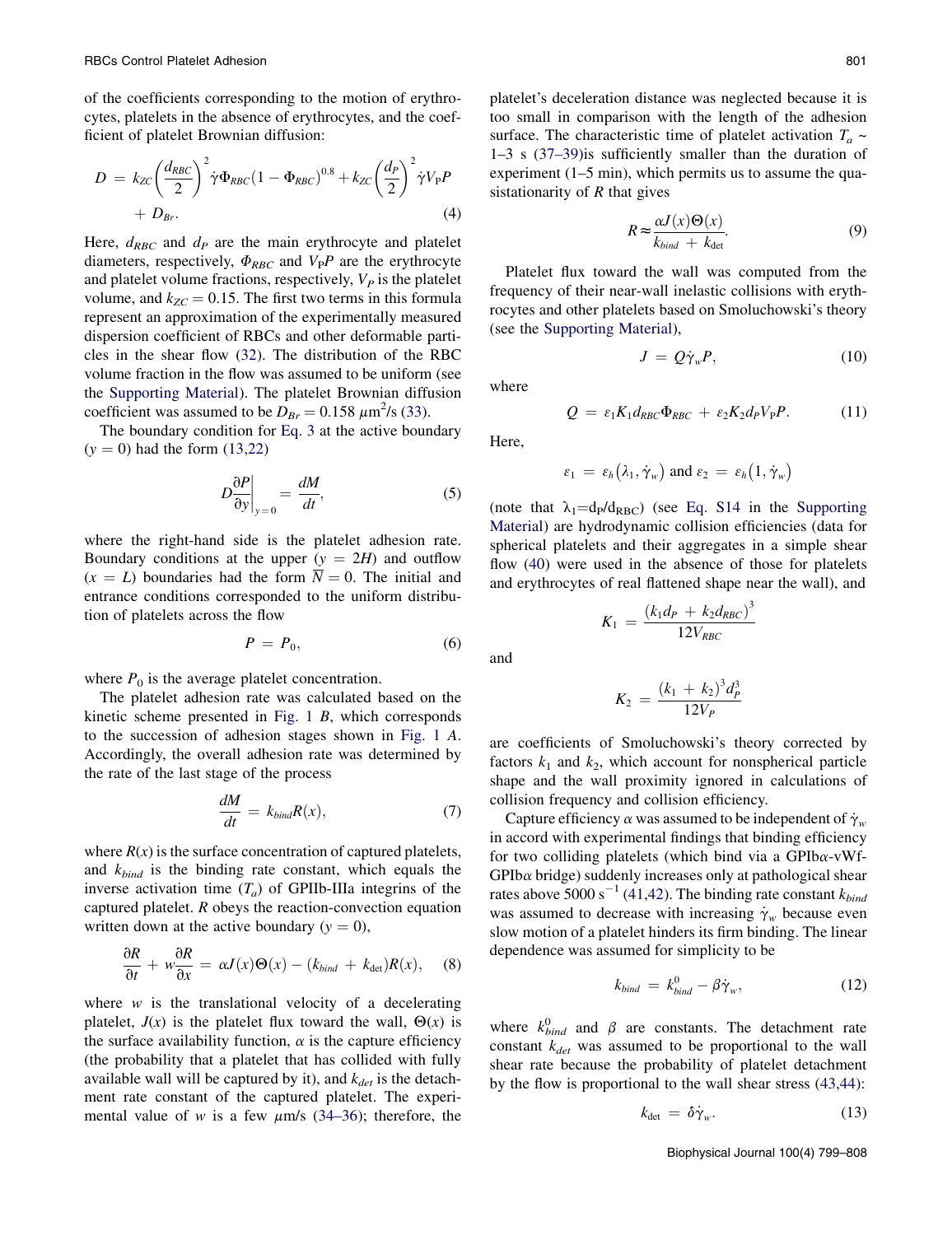of the coefficients corresponding to the motion of erythrocytes, platelets in the absence of erythrocytes, and the coefficient of platelet Brownian diffusion:

$$D = k_{ZC}\left(\frac{d_{RBC}}{2}\right)^2 \dot{\gamma}\Phi_{RBC}(1-\Phi_{RBC})^{0.8} + k_{ZC}\left(\frac{d_P}{2}\right)^2 \dot{\gamma}V_P P + D_{Br}. \tag{4}$$

Here, $d_{RBC}$ and $d_P$ are the main erythrocyte and platelet diameters, respectively, $\Phi_{RBC}$ and $V_P P$ are the erythrocyte and platelet volume fractions, respectively, $V_P$ is the platelet volume, and $k_{ZC} = 0.15$. The first two terms in this formula represent an approximation of the experimentally measured dispersion coefficient of RBCs and other deformable particles in the shear flow (32). The distribution of the RBC volume fraction in the flow was assumed to be uniform (see the Supporting Material). The platelet Brownian diffusion coefficient was assumed to be $D_{Br} = 0.158\ \mu m^2/s$ (33).

The boundary condition for Eq. 3 at the active boundary ($y = 0$) had the form (13,22)

$$D\left.\frac{\partial P}{\partial y}\right|_{y=0} = \frac{dM}{dt}, \tag{5}$$

where the right-hand side is the platelet adhesion rate. Boundary conditions at the upper ($y = 2H$) and outflow ($x = L$) boundaries had the form $\overline{N} = 0$. The initial and entrance conditions corresponded to the uniform distribution of platelets across the flow

$$P = P_0, \tag{6}$$

where $P_0$ is the average platelet concentration.

The platelet adhesion rate was calculated based on the kinetic scheme presented in Fig. 1 *B*, which corresponds to the succession of adhesion stages shown in Fig. 1 *A*. Accordingly, the overall adhesion rate was determined by the rate of the last stage of the process

$$\frac{dM}{dt} = k_{bind}R(x), \tag{7}$$

where $R(x)$ is the surface concentration of captured platelets, and $k_{bind}$ is the binding rate constant, which equals the inverse activation time ($T_a$) of GPIIb-IIIa integrins of the captured platelet. $R$ obeys the reaction-convection equation written down at the active boundary ($y = 0$),

$$\frac{\partial R}{\partial t} + w\frac{\partial R}{\partial x} = \alpha J(x)\Theta(x) - (k_{bind} + k_{\det})R(x), \tag{8}$$

where $w$ is the translational velocity of a decelerating platelet, $J(x)$ is the platelet flux toward the wall, $\Theta(x)$ is the surface availability function, $\alpha$ is the capture efficiency (the probability that a platelet that has collided with fully available wall will be captured by it), and $k_{det}$ is the detachment rate constant of the captured platelet. The experimental value of $w$ is a few $\mu$m/s (34–36); therefore, the platelet's deceleration distance was neglected because it is too small in comparison with the length of the adhesion surface. The characteristic time of platelet activation $T_a \sim$ 1–3 s (37–39)is sufficiently smaller than the duration of experiment (1–5 min), which permits us to assume the quasistationarity of $R$ that gives

$$R \approx \frac{\alpha J(x)\Theta(x)}{k_{bind} + k_{\det}}. \tag{9}$$

Platelet flux toward the wall was computed from the frequency of their near-wall inelastic collisions with erythrocytes and other platelets based on Smoluchowski's theory (see the Supporting Material),

$$J = Q\dot{\gamma}_w P, \tag{10}$$

where

$$Q = \varepsilon_1 K_1 d_{RBC}\Phi_{RBC} + \varepsilon_2 K_2 d_P V_P P. \tag{11}$$

Here,

$$\varepsilon_1 = \varepsilon_h(\lambda_1, \dot{\gamma}_w) \text{ and } \varepsilon_2 = \varepsilon_h(1, \dot{\gamma}_w)$$

(note that $\lambda_1 = d_P/d_{RBC}$) (see Eq. S14 in the Supporting Material) are hydrodynamic collision efficiencies (data for spherical platelets and their aggregates in a simple shear flow (40) were used in the absence of those for platelets and erythrocytes of real flattened shape near the wall), and

$$K_1 = \frac{(k_1 d_P + k_2 d_{RBC})^3}{12V_{RBC}}$$

and

$$K_2 = \frac{(k_1 + k_2)^3 d_P^3}{12V_P}$$

are coefficients of Smoluchowski's theory corrected by factors $k_1$ and $k_2$, which account for nonspherical particle shape and the wall proximity ignored in calculations of collision frequency and collision efficiency.

Capture efficiency $\alpha$ was assumed to be independent of $\dot{\gamma}_w$ in accord with experimental findings that binding efficiency for two colliding platelets (which bind via a GPIb$\alpha$-vWf-GPIb$\alpha$ bridge) suddenly increases only at pathological shear rates above 5000 $s^{-1}$ (41,42). The binding rate constant $k_{bind}$ was assumed to decrease with increasing $\dot{\gamma}_w$ because even slow motion of a platelet hinders its firm binding. The linear dependence was assumed for simplicity to be

$$k_{bind} = k_{bind}^0 - \beta\dot{\gamma}_w, \tag{12}$$

where $k_{bind}^0$ and $\beta$ are constants. The detachment rate constant $k_{det}$ was assumed to be proportional to the wall shear rate because the probability of platelet detachment by the flow is proportional to the wall shear stress (43,44):

$$k_{\det} = \delta\dot{\gamma}_w. \tag{13}$$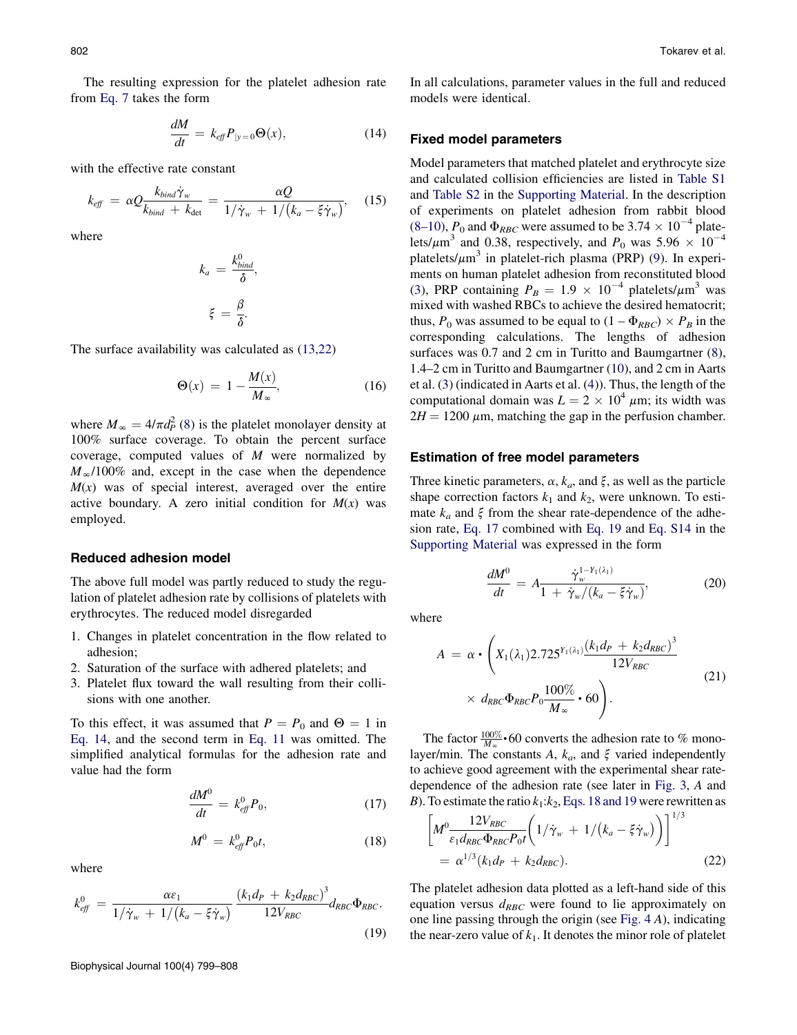The resulting expression for the platelet adhesion rate from Eq. 7 takes the form

$$\frac{dM}{dt} = k_{eff} P_{|y=0} \Theta(x), \tag{14}$$

with the effective rate constant

$$k_{eff} = \alpha Q \frac{k_{bind} \dot{\gamma}_w}{k_{bind} + k_{\det}} = \frac{\alpha Q}{1/\dot{\gamma}_w + 1/\left(k_a - \xi \dot{\gamma}_w\right)}, \tag{15}$$

where

$$k_a = \frac{k_{bind}^0}{\delta},$$

$$\xi = \frac{\beta}{\delta}.$$

The surface availability was calculated as (13,22)

$$\Theta(x) = 1 - \frac{M(x)}{M_\infty}, \tag{16}$$

where $M_\infty = 4/\pi d_P^2$ (8) is the platelet monolayer density at 100% surface coverage. To obtain the percent surface coverage, computed values of $M$ were normalized by $M_\infty/100\%$ and, except in the case when the dependence $M(x)$ was of special interest, averaged over the entire active boundary. A zero initial condition for $M(x)$ was employed.

### Reduced adhesion model

The above full model was partly reduced to study the regulation of platelet adhesion rate by collisions of platelets with erythrocytes. The reduced model disregarded

1. Changes in platelet concentration in the flow related to adhesion;
2. Saturation of the surface with adhered platelets; and
3. Platelet flux toward the wall resulting from their collisions with one another.

To this effect, it was assumed that $P = P_0$ and $\Theta = 1$ in Eq. 14, and the second term in Eq. 11 was omitted. The simplified analytical formulas for the adhesion rate and value had the form

$$\frac{dM^0}{dt} = k_{eff}^0 P_0, \tag{17}$$

$$M^0 = k_{eff}^0 P_0 t, \tag{18}$$

where

$$k_{eff}^0 = \frac{\alpha \varepsilon_1}{1/\dot{\gamma}_w + 1/\left(k_a - \xi \dot{\gamma}_w\right)} \frac{\left(k_1 d_P + k_2 d_{RBC}\right)^3}{12 V_{RBC}} d_{RBC} \Phi_{RBC}. \tag{19}$$

In all calculations, parameter values in the full and reduced models were identical.

### Fixed model parameters

Model parameters that matched platelet and erythrocyte size and calculated collision efficiencies are listed in Table S1 and Table S2 in the Supporting Material. In the description of experiments on platelet adhesion from rabbit blood (8–10), $P_0$ and $\Phi_{RBC}$ were assumed to be $3.74 \times 10^{-4}$ platelets/$\mu$m$^3$ and 0.38, respectively, and $P_0$ was $5.96 \times 10^{-4}$ platelets/$\mu$m$^3$ in platelet-rich plasma (PRP) (9). In experiments on human platelet adhesion from reconstituted blood (3), PRP containing $P_B = 1.9 \times 10^{-4}$ platelets/$\mu$m$^3$ was mixed with washed RBCs to achieve the desired hematocrit; thus, $P_0$ was assumed to be equal to $(1 - \Phi_{RBC}) \times P_B$ in the corresponding calculations. The lengths of adhesion surfaces was 0.7 and 2 cm in Turitto and Baumgartner (8), 1.4–2 cm in Turitto and Baumgartner (10), and 2 cm in Aarts et al. (3) (indicated in Aarts et al. (4)). Thus, the length of the computational domain was $L = 2 \times 10^4$ $\mu$m; its width was $2H = 1200$ $\mu$m, matching the gap in the perfusion chamber.

### Estimation of free model parameters

Three kinetic parameters, $\alpha$, $k_a$, and $\xi$, as well as the particle shape correction factors $k_1$ and $k_2$, were unknown. To estimate $k_a$ and $\xi$ from the shear rate-dependence of the adhesion rate, Eq. 17 combined with Eq. 19 and Eq. S14 in the Supporting Material was expressed in the form

$$\frac{dM^0}{dt} = A \frac{\dot{\gamma}_w^{1-Y_1(\lambda_1)}}{1 + \dot{\gamma}_w/\left(k_a - \xi \dot{\gamma}_w\right)}, \tag{20}$$

where

$$A = \alpha \cdot \left( X_1(\lambda_1) 2.725^{Y_1(\lambda_1)} \frac{\left(k_1 d_P + k_2 d_{RBC}\right)^3}{12 V_{RBC}} \times d_{RBC} \Phi_{RBC} P_0 \frac{100\%}{M_\infty} \cdot 60 \right). \tag{21}$$

The factor $\frac{100\%}{M_\infty} \cdot 60$ converts the adhesion rate to % monolayer/min. The constants $A$, $k_a$, and $\xi$ varied independently to achieve good agreement with the experimental shear rate-dependence of the adhesion rate (see later in Fig. 3, *A* and *B*). To estimate the ratio $k_1$:$k_2$, Eqs. 18 and 19 were rewritten as

$$\left[ M^0 \frac{12 V_{RBC}}{\varepsilon_1 d_{RBC} \Phi_{RBC} P_0 t} \left( 1/\dot{\gamma}_w + 1/\left(k_a - \xi \dot{\gamma}_w\right) \right) \right]^{1/3} = \alpha^{1/3} \left(k_1 d_P + k_2 d_{RBC}\right). \tag{22}$$

The platelet adhesion data plotted as a left-hand side of this equation versus $d_{RBC}$ were found to lie approximately on one line passing through the origin (see Fig. 4 *A*), indicating the near-zero value of $k_1$. It denotes the minor role of platelet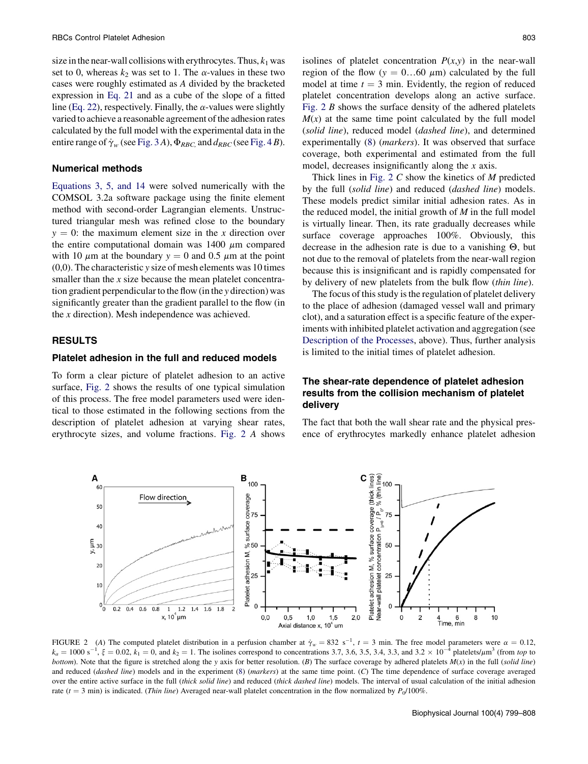size in the near-wall collisions with erythrocytes. Thus, $k_1$ was set to 0, whereas $k_2$ was set to 1. The $\alpha$-values in these two cases were roughly estimated as $A$ divided by the bracketed expression in Eq. 21 and as a cube of the slope of a fitted line (Eq. 22), respectively. Finally, the $\alpha$-values were slightly varied to achieve a reasonable agreement of the adhesion rates calculated by the full model with the experimental data in the entire range of $\dot{\gamma}_w$ (see Fig. 3 *A*), $\Phi_{RBC,}$ and $d_{RBC}$ (see Fig. 4 *B*).

## Numerical methods

Equations 3, 5, and 14 were solved numerically with the COMSOL 3.2a software package using the finite element method with second-order Lagrangian elements. Unstructured triangular mesh was refined close to the boundary $y = 0$: the maximum element size in the $x$ direction over the entire computational domain was 1400 $\mu$m compared with 10 $\mu$m at the boundary $y = 0$ and 0.5 $\mu$m at the point (0,0). The characteristic $y$ size of mesh elements was 10 times smaller than the $x$ size because the mean platelet concentration gradient perpendicular to the flow (in the $y$ direction) was significantly greater than the gradient parallel to the flow (in the $x$ direction). Mesh independence was achieved.

## RESULTS

### Platelet adhesion in the full and reduced models

To form a clear picture of platelet adhesion to an active surface, Fig. 2 shows the results of one typical simulation of this process. The free model parameters used were identical to those estimated in the following sections from the description of platelet adhesion at varying shear rates, erythrocyte sizes, and volume fractions. Fig. 2 *A* shows isolines of platelet concentration $P(x,y)$ in the near-wall region of the flow ($y = 0 \ldots 60$ $\mu$m) calculated by the full model at time $t = 3$ min. Evidently, the region of reduced platelet concentration develops along an active surface. Fig. 2 *B* shows the surface density of the adhered platelets $M(x)$ at the same time point calculated by the full model (*solid line*), reduced model (*dashed line*), and determined experimentally (8) (*markers*). It was observed that surface coverage, both experimental and estimated from the full model, decreases insignificantly along the $x$ axis.

Thick lines in Fig. 2 *C* show the kinetics of $M$ predicted by the full (*solid line*) and reduced (*dashed line*) models. These models predict similar initial adhesion rates. As in the reduced model, the initial growth of $M$ in the full model is virtually linear. Then, its rate gradually decreases while surface coverage approaches 100%. Obviously, this decrease in the adhesion rate is due to a vanishing $\Theta$, but not due to the removal of platelets from the near-wall region because this is insignificant and is rapidly compensated for by delivery of new platelets from the bulk flow (*thin line*).

The focus of this study is the regulation of platelet delivery to the place of adhesion (damaged vessel wall and primary clot), and a saturation effect is a specific feature of the experiments with inhibited platelet activation and aggregation (see Description of the Processes, above). Thus, further analysis is limited to the initial times of platelet adhesion.

### The shear-rate dependence of platelet adhesion results from the collision mechanism of platelet delivery

The fact that both the wall shear rate and the physical presence of erythrocytes markedly enhance platelet adhesion

FIGURE 2 (*A*) The computed platelet distribution in a perfusion chamber at $\dot{\gamma}_w = 832$ s$^{-1}$, $t = 3$ min. The free model parameters were $\alpha = 0.12$, $k_a = 1000$ s$^{-1}$, $\xi = 0.02$, $k_1 = 0$, and $k_2 = 1$. The isolines correspond to concentrations 3.7, 3.6, 3.5, 3.4, 3.3, and 3.2 $\times$ 10$^{-4}$ platelets/$\mu$m$^3$ (from *top* to *bottom*). Note that the figure is stretched along the $y$ axis for better resolution. (*B*) The surface coverage by adhered platelets $M(x)$ in the full (*solid line*) and reduced (*dashed line*) models and in the experiment (8) (*markers*) at the same time point. (*C*) The time dependence of surface coverage averaged over the entire active surface in the full (*thick solid line*) and reduced (*thick dashed line*) models. The interval of usual calculation of the initial adhesion rate ($t = 3$ min) is indicated. (*Thin line*) Averaged near-wall platelet concentration in the flow normalized by $P_0$/100%.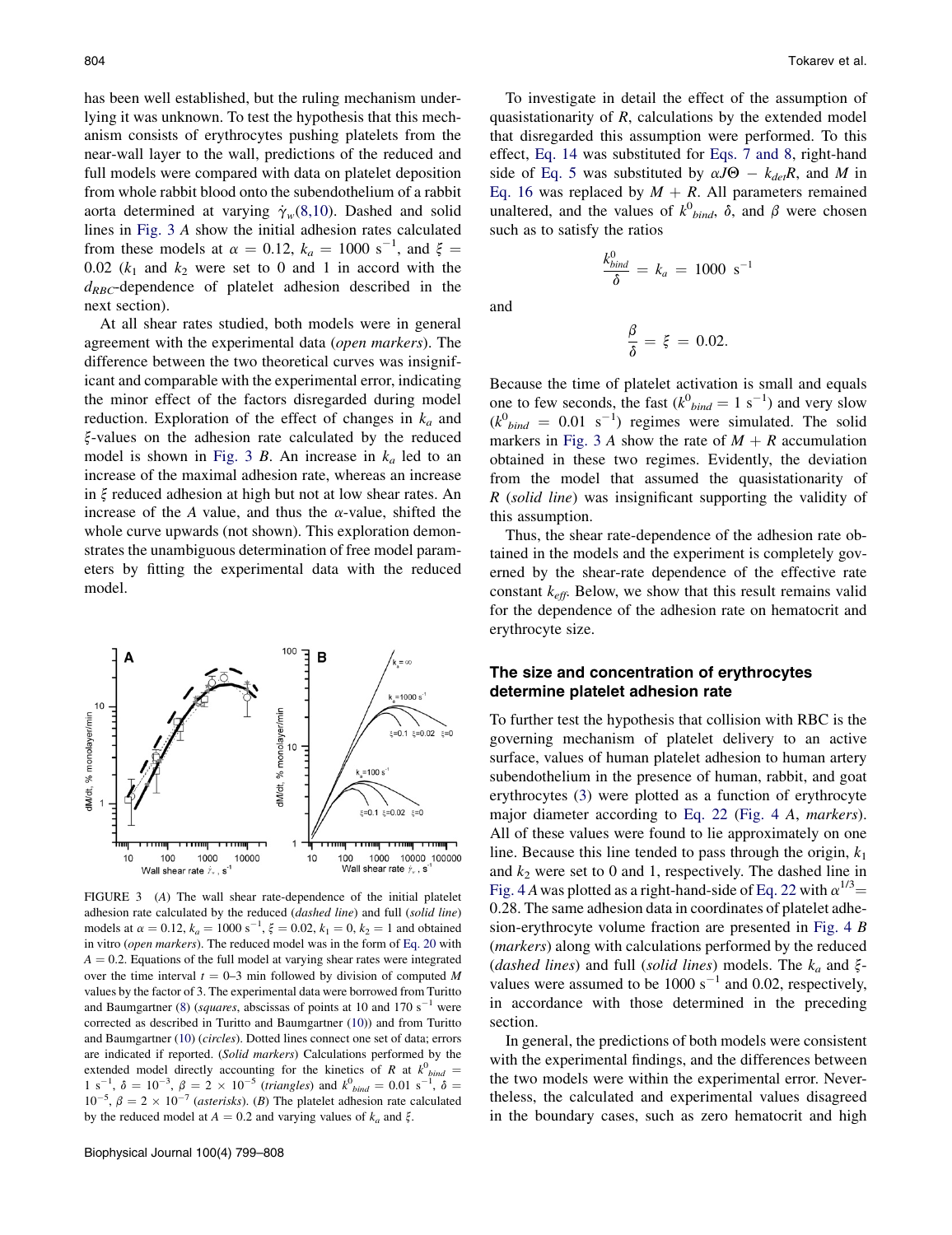has been well established, but the ruling mechanism underlying it was unknown. To test the hypothesis that this mechanism consists of erythrocytes pushing platelets from the near-wall layer to the wall, predictions of the reduced and full models were compared with data on platelet deposition from whole rabbit blood onto the subendothelium of a rabbit aorta determined at varying $\dot{\gamma}_w$(8,10). Dashed and solid lines in Fig. 3 *A* show the initial adhesion rates calculated from these models at $\alpha = 0.12$, $k_a = 1000\ s^{-1}$, and $\xi = 0.02$ ($k_1$ and $k_2$ were set to 0 and 1 in accord with the $d_{RBC}$-dependence of platelet adhesion described in the next section).

At all shear rates studied, both models were in general agreement with the experimental data (*open markers*). The difference between the two theoretical curves was insignificant and comparable with the experimental error, indicating the minor effect of the factors disregarded during model reduction. Exploration of the effect of changes in $k_a$ and $\xi$-values on the adhesion rate calculated by the reduced model is shown in Fig. 3 *B*. An increase in $k_a$ led to an increase of the maximal adhesion rate, whereas an increase in $\xi$ reduced adhesion at high but not at low shear rates. An increase of the *A* value, and thus the $\alpha$-value, shifted the whole curve upwards (not shown). This exploration demonstrates the unambiguous determination of free model parameters by fitting the experimental data with the reduced model.

FIGURE 3 (*A*) The wall shear rate-dependence of the initial platelet adhesion rate calculated by the reduced (*dashed line*) and full (*solid line*) models at $\alpha = 0.12$, $k_a = 1000\ s^{-1}$, $\xi = 0.02$, $k_1 = 0$, $k_2 = 1$ and obtained in vitro (*open markers*). The reduced model was in the form of Eq. 20 with $A = 0.2$. Equations of the full model at varying shear rates were integrated over the time interval $t = 0$–3 min followed by division of computed *M* values by the factor of 3. The experimental data were borrowed from Turitto and Baumgartner (8) (*squares*, abscissas of points at 10 and 170 $s^{-1}$ were corrected as described in Turitto and Baumgartner (10)) and from Turitto and Baumgartner (10) (*circles*). Dotted lines connect one set of data; errors are indicated if reported. (*Solid markers*) Calculations performed by the extended model directly accounting for the kinetics of *R* at $k^0_{bind} = 1\ s^{-1}$, $\delta = 10^{-3}$, $\beta = 2 \times 10^{-5}$ (*triangles*) and $k^0_{bind} = 0.01\ s^{-1}$, $\delta = 10^{-5}$, $\beta = 2 \times 10^{-7}$ (*asterisks*). (*B*) The platelet adhesion rate calculated by the reduced model at $A = 0.2$ and varying values of $k_a$ and $\xi$.

To investigate in detail the effect of the assumption of quasistationarity of *R*, calculations by the extended model that disregarded this assumption were performed. To this effect, Eq. 14 was substituted for Eqs. 7 and 8, right-hand side of Eq. 5 was substituted by $\alpha J \Theta - k_{det} R$, and *M* in Eq. 16 was replaced by $M + R$. All parameters remained unaltered, and the values of $k^0_{bind}$, $\delta$, and $\beta$ were chosen such as to satisfy the ratios

$$\frac{k^0_{bind}}{\delta} = k_a = 1000\ s^{-1}$$

and

$$\frac{\beta}{\delta} = \xi = 0.02.$$

Because the time of platelet activation is small and equals one to few seconds, the fast ($k^0_{bind} = 1\ s^{-1}$) and very slow ($k^0_{bind} = 0.01\ s^{-1}$) regimes were simulated. The solid markers in Fig. 3 *A* show the rate of $M + R$ accumulation obtained in these two regimes. Evidently, the deviation from the model that assumed the quasistationarity of *R* (*solid line*) was insignificant supporting the validity of this assumption.

Thus, the shear rate-dependence of the adhesion rate obtained in the models and the experiment is completely governed by the shear-rate dependence of the effective rate constant $k_{eff}$. Below, we show that this result remains valid for the dependence of the adhesion rate on hematocrit and erythrocyte size.

## The size and concentration of erythrocytes determine platelet adhesion rate

To further test the hypothesis that collision with RBC is the governing mechanism of platelet delivery to an active surface, values of human platelet adhesion to human artery subendothelium in the presence of human, rabbit, and goat erythrocytes (3) were plotted as a function of erythrocyte major diameter according to Eq. 22 (Fig. 4 *A*, *markers*). All of these values were found to lie approximately on one line. Because this line tended to pass through the origin, $k_1$ and $k_2$ were set to 0 and 1, respectively. The dashed line in Fig. 4 *A* was plotted as a right-hand-side of Eq. 22 with $\alpha^{1/3} = 0.28$. The same adhesion data in coordinates of platelet adhesion-erythrocyte volume fraction are presented in Fig. 4 *B* (*markers*) along with calculations performed by the reduced (*dashed lines*) and full (*solid lines*) models. The $k_a$ and $\xi$-values were assumed to be 1000 $s^{-1}$ and 0.02, respectively, in accordance with those determined in the preceding section.

In general, the predictions of both models were consistent with the experimental findings, and the differences between the two models were within the experimental error. Nevertheless, the calculated and experimental values disagreed in the boundary cases, such as zero hematocrit and high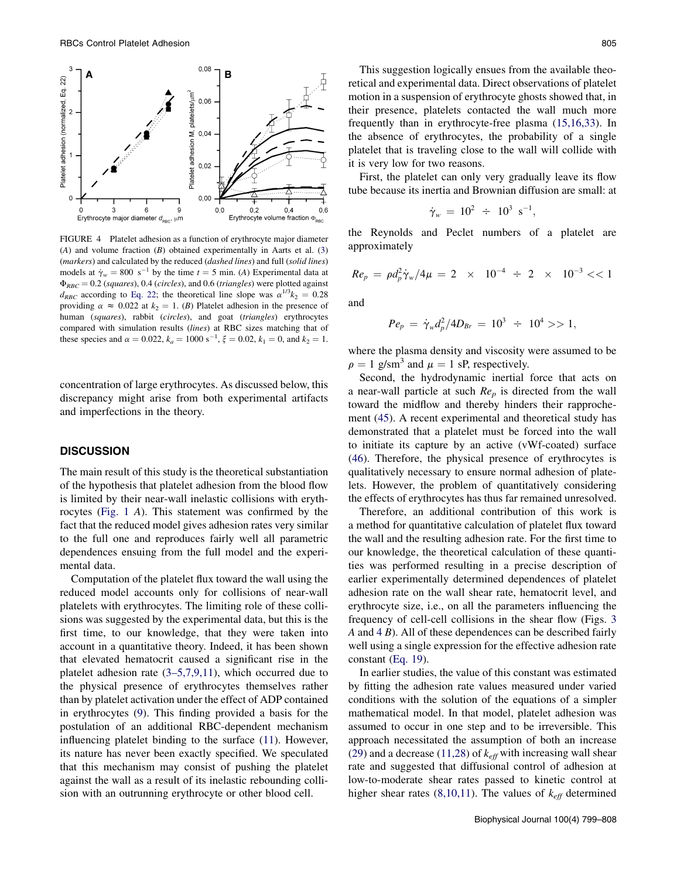FIGURE 4 Platelet adhesion as a function of erythrocyte major diameter (*A*) and volume fraction (*B*) obtained experimentally in Aarts et al. (3) (*markers*) and calculated by the reduced (*dashed lines*) and full (*solid lines*) models at $\dot{\gamma}_w = 800\ \text{s}^{-1}$ by the time $t = 5$ min. (*A*) Experimental data at $\Phi_{RBC} = 0.2$ (*squares*), 0.4 (*circles*), and 0.6 (*triangles*) were plotted against $d_{RBC}$ according to Eq. 22; the theoretical line slope was $\alpha^{1/3}k_2 = 0.28$ providing $\alpha \approx 0.022$ at $k_2 = 1$. (*B*) Platelet adhesion in the presence of human (*squares*), rabbit (*circles*), and goat (*triangles*) erythrocytes compared with simulation results (*lines*) at RBC sizes matching that of these species and $\alpha = 0.022$, $k_a = 1000\ \text{s}^{-1}$, $\xi = 0.02$, $k_1 = 0$, and $k_2 = 1$.

concentration of large erythrocytes. As discussed below, this discrepancy might arise from both experimental artifacts and imperfections in the theory.

## DISCUSSION

The main result of this study is the theoretical substantiation of the hypothesis that platelet adhesion from the blood flow is limited by their near-wall inelastic collisions with erythrocytes (Fig. 1 *A*). This statement was confirmed by the fact that the reduced model gives adhesion rates very similar to the full one and reproduces fairly well all parametric dependences ensuing from the full model and the experimental data.

Computation of the platelet flux toward the wall using the reduced model accounts only for collisions of near-wall platelets with erythrocytes. The limiting role of these collisions was suggested by the experimental data, but this is the first time, to our knowledge, that they were taken into account in a quantitative theory. Indeed, it has been shown that elevated hematocrit caused a significant rise in the platelet adhesion rate (3–5,7,9,11), which occurred due to the physical presence of erythrocytes themselves rather than by platelet activation under the effect of ADP contained in erythrocytes (9). This finding provided a basis for the postulation of an additional RBC-dependent mechanism influencing platelet binding to the surface (11). However, its nature has never been exactly specified. We speculated that this mechanism may consist of pushing the platelet against the wall as a result of its inelastic rebounding collision with an outrunning erythrocyte or other blood cell.

This suggestion logically ensues from the available theoretical and experimental data. Direct observations of platelet motion in a suspension of erythrocyte ghosts showed that, in their presence, platelets contacted the wall much more frequently than in erythrocyte-free plasma (15,16,33). In the absence of erythrocytes, the probability of a single platelet that is traveling close to the wall will collide with it is very low for two reasons.

First, the platelet can only very gradually leave its flow tube because its inertia and Brownian diffusion are small: at

$$\dot{\gamma}_w = 10^2 \div 10^3\ \text{s}^{-1},$$

the Reynolds and Peclet numbers of a platelet are approximately

$$Re_p = \rho d_p^2 \dot{\gamma}_w / 4\mu = 2 \times 10^{-4} \div 2 \times 10^{-3} << 1$$

and

$$Pe_p = \dot{\gamma}_w d_p^2 / 4D_{Br} = 10^3 \div 10^4 >> 1,$$

where the plasma density and viscosity were assumed to be $\rho = 1$ g/sm$^3$ and $\mu = 1$ sP, respectively.

Second, the hydrodynamic inertial force that acts on a near-wall particle at such $Re_p$ is directed from the wall toward the midflow and thereby hinders their rapprochement (45). A recent experimental and theoretical study has demonstrated that a platelet must be forced into the wall to initiate its capture by an active (vWf-coated) surface (46). Therefore, the physical presence of erythrocytes is qualitatively necessary to ensure normal adhesion of platelets. However, the problem of quantitatively considering the effects of erythrocytes has thus far remained unresolved.

Therefore, an additional contribution of this work is a method for quantitative calculation of platelet flux toward the wall and the resulting adhesion rate. For the first time to our knowledge, the theoretical calculation of these quantities was performed resulting in a precise description of earlier experimentally determined dependences of platelet adhesion rate on the wall shear rate, hematocrit level, and erythrocyte size, i.e., on all the parameters influencing the frequency of cell-cell collisions in the shear flow (Figs. 3 *A* and 4 *B*). All of these dependences can be described fairly well using a single expression for the effective adhesion rate constant (Eq. 19).

In earlier studies, the value of this constant was estimated by fitting the adhesion rate values measured under varied conditions with the solution of the equations of a simpler mathematical model. In that model, platelet adhesion was assumed to occur in one step and to be irreversible. This approach necessitated the assumption of both an increase (29) and a decrease (11,28) of $k_{eff}$ with increasing wall shear rate and suggested that diffusional control of adhesion at low-to-moderate shear rates passed to kinetic control at higher shear rates (8,10,11). The values of $k_{eff}$ determined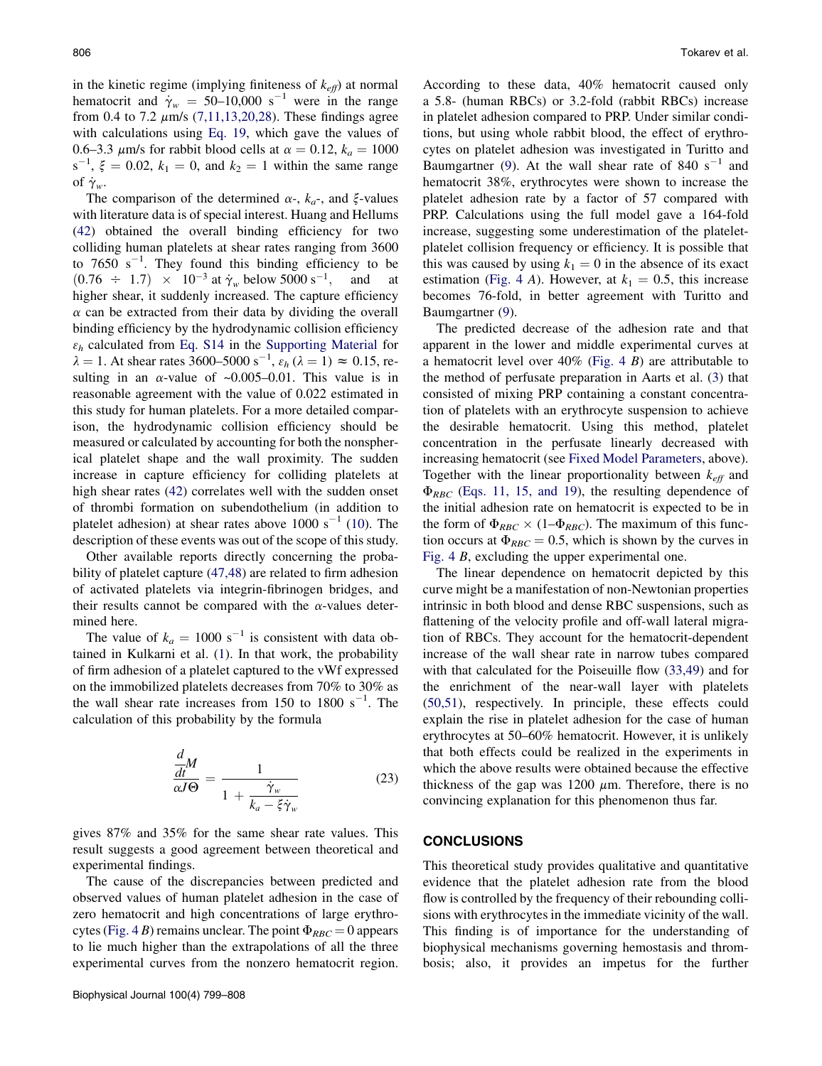in the kinetic regime (implying finiteness of $k_{eff}$) at normal hematocrit and $\dot{\gamma}_w$ = 50–10,000 $s^{-1}$ were in the range from 0.4 to 7.2 μm/s (7,11,13,20,28). These findings agree with calculations using Eq. 19, which gave the values of 0.6–3.3 μm/s for rabbit blood cells at $\alpha = 0.12$, $k_a = 1000$ $s^{-1}$, $\xi = 0.02$, $k_1 = 0$, and $k_2 = 1$ within the same range of $\dot{\gamma}_w$.

The comparison of the determined α-, $k_a$-, and ξ-values with literature data is of special interest. Huang and Hellums (42) obtained the overall binding efficiency for two colliding human platelets at shear rates ranging from 3600 to 7650 $s^{-1}$. They found this binding efficiency to be $(0.76 \div 1.7) \times 10^{-3}$ at $\dot{\gamma}_w$ below 5000 $s^{-1}$, and at higher shear, it suddenly increased. The capture efficiency α can be extracted from their data by dividing the overall binding efficiency by the hydrodynamic collision efficiency $\varepsilon_h$ calculated from Eq. S14 in the Supporting Material for $\lambda = 1$. At shear rates 3600–5000 $s^{-1}$, $\varepsilon_h$ ($\lambda = 1$) ≈ 0.15, resulting in an α-value of ~0.005–0.01. This value is in reasonable agreement with the value of 0.022 estimated in this study for human platelets. For a more detailed comparison, the hydrodynamic collision efficiency should be measured or calculated by accounting for both the nonspherical platelet shape and the wall proximity. The sudden increase in capture efficiency for colliding platelets at high shear rates (42) correlates well with the sudden onset of thrombi formation on subendothelium (in addition to platelet adhesion) at shear rates above 1000 $s^{-1}$ (10). The description of these events was out of the scope of this study.

Other available reports directly concerning the probability of platelet capture (47,48) are related to firm adhesion of activated platelets via integrin-fibrinogen bridges, and their results cannot be compared with the α-values determined here.

The value of $k_a = 1000$ $s^{-1}$ is consistent with data obtained in Kulkarni et al. (1). In that work, the probability of firm adhesion of a platelet captured to the vWf expressed on the immobilized platelets decreases from 70% to 30% as the wall shear rate increases from 150 to 1800 $s^{-1}$. The calculation of this probability by the formula

$$\frac{\frac{d}{dt}M}{\alpha J \Theta} = \frac{1}{1 + \frac{\dot{\gamma}_w}{k_a - \xi \dot{\gamma}_w}} \tag{23}$$

gives 87% and 35% for the same shear rate values. This result suggests a good agreement between theoretical and experimental findings.

The cause of the discrepancies between predicted and observed values of human platelet adhesion in the case of zero hematocrit and high concentrations of large erythrocytes (Fig. 4 B) remains unclear. The point $\Phi_{RBC} = 0$ appears to lie much higher than the extrapolations of all the three experimental curves from the nonzero hematocrit region. According to these data, 40% hematocrit caused only a 5.8- (human RBCs) or 3.2-fold (rabbit RBCs) increase in platelet adhesion compared to PRP. Under similar conditions, but using whole rabbit blood, the effect of erythrocytes on platelet adhesion was investigated in Turitto and Baumgartner (9). At the wall shear rate of 840 $s^{-1}$ and hematocrit 38%, erythrocytes were shown to increase the platelet adhesion rate by a factor of 57 compared with PRP. Calculations using the full model gave a 164-fold increase, suggesting some underestimation of the platelet-platelet collision frequency or efficiency. It is possible that this was caused by using $k_1 = 0$ in the absence of its exact estimation (Fig. 4 A). However, at $k_1 = 0.5$, this increase becomes 76-fold, in better agreement with Turitto and Baumgartner (9).

The predicted decrease of the adhesion rate and that apparent in the lower and middle experimental curves at a hematocrit level over 40% (Fig. 4 B) are attributable to the method of perfusate preparation in Aarts et al. (3) that consisted of mixing PRP containing a constant concentration of platelets with an erythrocyte suspension to achieve the desirable hematocrit. Using this method, platelet concentration in the perfusate linearly decreased with increasing hematocrit (see Fixed Model Parameters, above). Together with the linear proportionality between $k_{eff}$ and $\Phi_{RBC}$ (Eqs. 11, 15, and 19), the resulting dependence of the initial adhesion rate on hematocrit is expected to be in the form of $\Phi_{RBC} \times (1 - \Phi_{RBC})$. The maximum of this function occurs at $\Phi_{RBC} = 0.5$, which is shown by the curves in Fig. 4 B, excluding the upper experimental one.

The linear dependence on hematocrit depicted by this curve might be a manifestation of non-Newtonian properties intrinsic in both blood and dense RBC suspensions, such as flattening of the velocity profile and off-wall lateral migration of RBCs. They account for the hematocrit-dependent increase of the wall shear rate in narrow tubes compared with that calculated for the Poiseuille flow (33,49) and for the enrichment of the near-wall layer with platelets (50,51), respectively. In principle, these effects could explain the rise in platelet adhesion for the case of human erythrocytes at 50–60% hematocrit. However, it is unlikely that both effects could be realized in the experiments in which the above results were obtained because the effective thickness of the gap was 1200 μm. Therefore, there is no convincing explanation for this phenomenon thus far.

## CONCLUSIONS

This theoretical study provides qualitative and quantitative evidence that the platelet adhesion rate from the blood flow is controlled by the frequency of their rebounding collisions with erythrocytes in the immediate vicinity of the wall. This finding is of importance for the understanding of biophysical mechanisms governing hemostasis and thrombosis; also, it provides an impetus for the further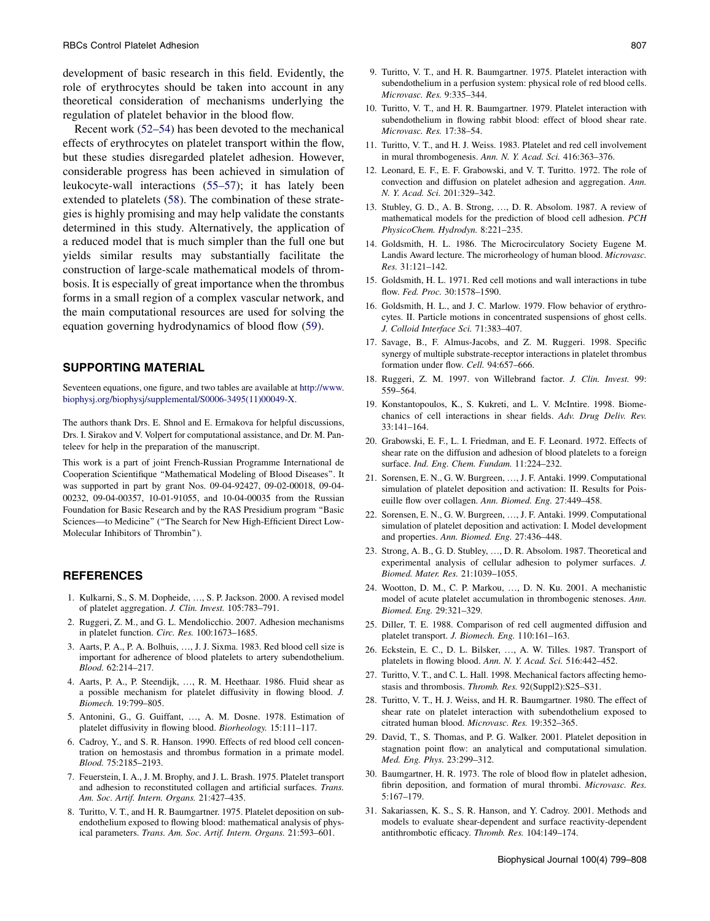development of basic research in this field. Evidently, the role of erythrocytes should be taken into account in any theoretical consideration of mechanisms underlying the regulation of platelet behavior in the blood flow.

Recent work (52–54) has been devoted to the mechanical effects of erythrocytes on platelet transport within the flow, but these studies disregarded platelet adhesion. However, considerable progress has been achieved in simulation of leukocyte-wall interactions (55–57); it has lately been extended to platelets (58). The combination of these strategies is highly promising and may help validate the constants determined in this study. Alternatively, the application of a reduced model that is much simpler than the full one but yields similar results may substantially facilitate the construction of large-scale mathematical models of thrombosis. It is especially of great importance when the thrombus forms in a small region of a complex vascular network, and the main computational resources are used for solving the equation governing hydrodynamics of blood flow (59).

## SUPPORTING MATERIAL

Seventeen equations, one figure, and two tables are available at http://www.biophysj.org/biophysj/supplemental/S0006-3495(11)00049-X.

The authors thank Drs. E. Shnol and E. Ermakova for helpful discussions, Drs. I. Sirakov and V. Volpert for computational assistance, and Dr. M. Panteleev for help in the preparation of the manuscript.

This work is a part of joint French-Russian Programme International de Cooperation Scientifique "Mathematical Modeling of Blood Diseases". It was supported in part by grant Nos. 09-04-92427, 09-02-00018, 09-04-00232, 09-04-00357, 10-01-91055, and 10-04-00035 from the Russian Foundation for Basic Research and by the RAS Presidium program "Basic Sciences—to Medicine" ("The Search for New High-Efficient Direct Low-Molecular Inhibitors of Thrombin").

## REFERENCES

1. Kulkarni, S., S. M. Dopheide, …, S. P. Jackson. 2000. A revised model of platelet aggregation. *J. Clin. Invest.* 105:783–791.
2. Ruggeri, Z. M., and G. L. Mendolicchio. 2007. Adhesion mechanisms in platelet function. *Circ. Res.* 100:1673–1685.
3. Aarts, P. A., P. A. Bolhuis, …, J. J. Sixma. 1983. Red blood cell size is important for adherence of blood platelets to artery subendothelium. *Blood.* 62:214–217.
4. Aarts, P. A., P. Steendijk, …, R. M. Heethaar. 1986. Fluid shear as a possible mechanism for platelet diffusivity in flowing blood. *J. Biomech.* 19:799–805.
5. Antonini, G., G. Guiffant, …, A. M. Dosne. 1978. Estimation of platelet diffusivity in flowing blood. *Biorheology.* 15:111–117.
6. Cadroy, Y., and S. R. Hanson. 1990. Effects of red blood cell concentration on hemostasis and thrombus formation in a primate model. *Blood.* 75:2185–2193.
7. Feuerstein, I. A., J. M. Brophy, and J. L. Brash. 1975. Platelet transport and adhesion to reconstituted collagen and artificial surfaces. *Trans. Am. Soc. Artif. Intern. Organs.* 21:427–435.
8. Turitto, V. T., and H. R. Baumgartner. 1975. Platelet deposition on subendothelium exposed to flowing blood: mathematical analysis of physical parameters. *Trans. Am. Soc. Artif. Intern. Organs.* 21:593–601.
9. Turitto, V. T., and H. R. Baumgartner. 1975. Platelet interaction with subendothelium in a perfusion system: physical role of red blood cells. *Microvasc. Res.* 9:335–344.
10. Turitto, V. T., and H. R. Baumgartner. 1979. Platelet interaction with subendothelium in flowing rabbit blood: effect of blood shear rate. *Microvasc. Res.* 17:38–54.
11. Turitto, V. T., and H. J. Weiss. 1983. Platelet and red cell involvement in mural thrombogenesis. *Ann. N. Y. Acad. Sci.* 416:363–376.
12. Leonard, E. F., E. F. Grabowski, and V. T. Turitto. 1972. The role of convection and diffusion on platelet adhesion and aggregation. *Ann. N. Y. Acad. Sci.* 201:329–342.
13. Stubley, G. D., A. B. Strong, …, D. R. Absolom. 1987. A review of mathematical models for the prediction of blood cell adhesion. *PCH PhysicoChem. Hydrodyn.* 8:221–235.
14. Goldsmith, H. L. 1986. The Microcirculatory Society Eugene M. Landis Award lecture. The microrheology of human blood. *Microvasc. Res.* 31:121–142.
15. Goldsmith, H. L. 1971. Red cell motions and wall interactions in tube flow. *Fed. Proc.* 30:1578–1590.
16. Goldsmith, H. L., and J. C. Marlow. 1979. Flow behavior of erythrocytes. II. Particle motions in concentrated suspensions of ghost cells. *J. Colloid Interface Sci.* 71:383–407.
17. Savage, B., F. Almus-Jacobs, and Z. M. Ruggeri. 1998. Specific synergy of multiple substrate-receptor interactions in platelet thrombus formation under flow. *Cell.* 94:657–666.
18. Ruggeri, Z. M. 1997. von Willebrand factor. *J. Clin. Invest.* 99: 559–564.
19. Konstantopoulos, K., S. Kukreti, and L. V. McIntire. 1998. Biomechanics of cell interactions in shear fields. *Adv. Drug Deliv. Rev.* 33:141–164.
20. Grabowski, E. F., L. I. Friedman, and E. F. Leonard. 1972. Effects of shear rate on the diffusion and adhesion of blood platelets to a foreign surface. *Ind. Eng. Chem. Fundam.* 11:224–232.
21. Sorensen, E. N., G. W. Burgreen, …, J. F. Antaki. 1999. Computational simulation of platelet deposition and activation: II. Results for Poiseuille flow over collagen. *Ann. Biomed. Eng.* 27:449–458.
22. Sorensen, E. N., G. W. Burgreen, …, J. F. Antaki. 1999. Computational simulation of platelet deposition and activation: I. Model development and properties. *Ann. Biomed. Eng.* 27:436–448.
23. Strong, A. B., G. D. Stubley, …, D. R. Absolom. 1987. Theoretical and experimental analysis of cellular adhesion to polymer surfaces. *J. Biomed. Mater. Res.* 21:1039–1055.
24. Wootton, D. M., C. P. Markou, …, D. N. Ku. 2001. A mechanistic model of acute platelet accumulation in thrombogenic stenoses. *Ann. Biomed. Eng.* 29:321–329.
25. Diller, T. E. 1988. Comparison of red cell augmented diffusion and platelet transport. *J. Biomech. Eng.* 110:161–163.
26. Eckstein, E. C., D. L. Bilsker, …, A. W. Tilles. 1987. Transport of platelets in flowing blood. *Ann. N. Y. Acad. Sci.* 516:442–452.
27. Turitto, V. T., and C. L. Hall. 1998. Mechanical factors affecting hemostasis and thrombosis. *Thromb. Res.* 92(Suppl2):S25–S31.
28. Turitto, V. T., H. J. Weiss, and H. R. Baumgartner. 1980. The effect of shear rate on platelet interaction with subendothelium exposed to citrated human blood. *Microvasc. Res.* 19:352–365.
29. David, T., S. Thomas, and P. G. Walker. 2001. Platelet deposition in stagnation point flow: an analytical and computational simulation. *Med. Eng. Phys.* 23:299–312.
30. Baumgartner, H. R. 1973. The role of blood flow in platelet adhesion, fibrin deposition, and formation of mural thrombi. *Microvasc. Res.* 5:167–179.
31. Sakariassen, K. S., S. R. Hanson, and Y. Cadroy. 2001. Methods and models to evaluate shear-dependent and surface reactivity-dependent antithrombotic efficacy. *Thromb. Res.* 104:149–174.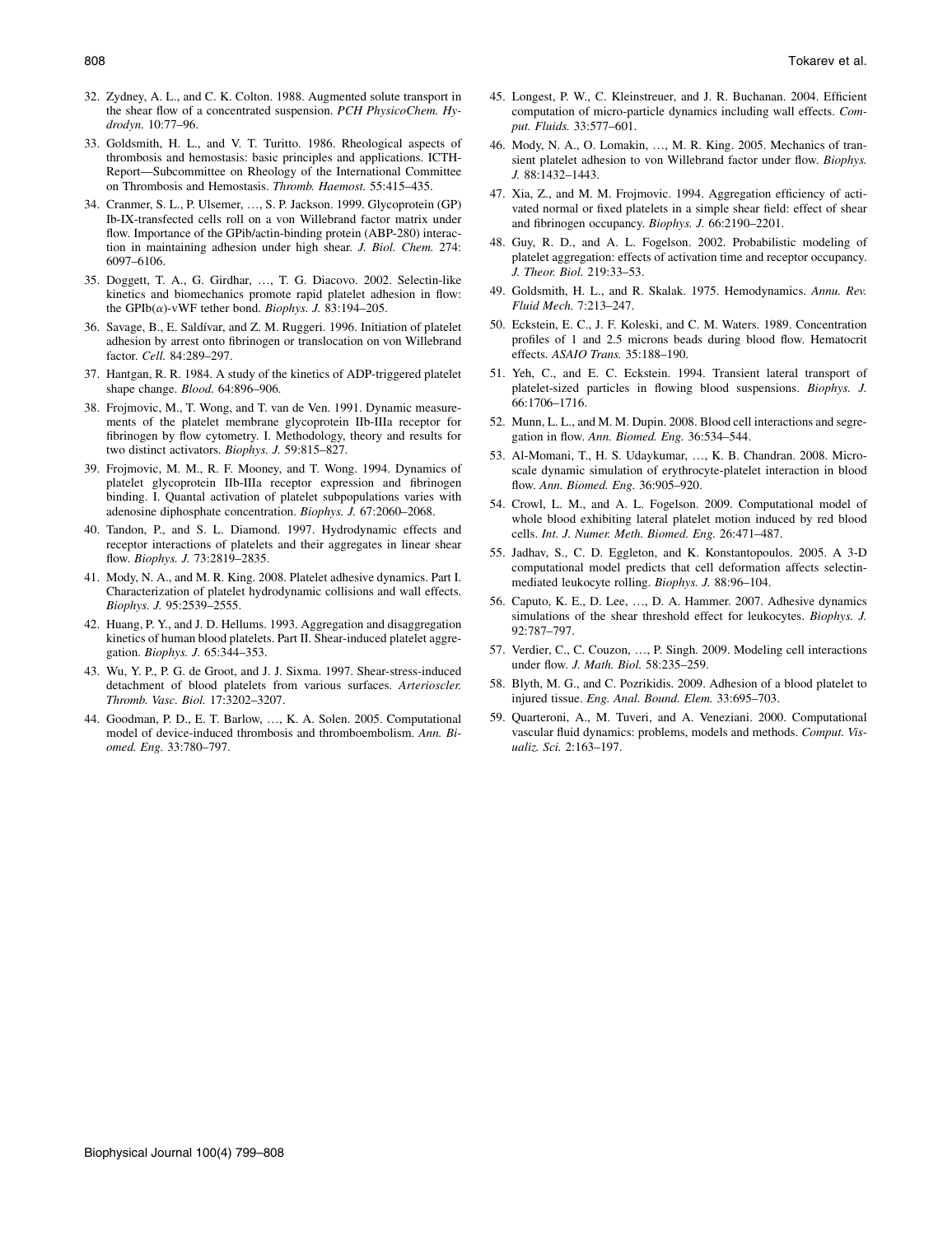32. Zydney, A. L., and C. K. Colton. 1988. Augmented solute transport in the shear flow of a concentrated suspension. *PCH PhysicoChem. Hydrodyn.* 10:77–96.
33. Goldsmith, H. L., and V. T. Turitto. 1986. Rheological aspects of thrombosis and hemostasis: basic principles and applications. ICTH-Report—Subcommittee on Rheology of the International Committee on Thrombosis and Hemostasis. *Thromb. Haemost.* 55:415–435.
34. Cranmer, S. L., P. Ulsemer, …, S. P. Jackson. 1999. Glycoprotein (GP) Ib-IX-transfected cells roll on a von Willebrand factor matrix under flow. Importance of the GPib/actin-binding protein (ABP-280) interaction in maintaining adhesion under high shear. *J. Biol. Chem.* 274: 6097–6106.
35. Doggett, T. A., G. Girdhar, …, T. G. Diacovo. 2002. Selectin-like kinetics and biomechanics promote rapid platelet adhesion in flow: the GPIb($\alpha$)-vWF tether bond. *Biophys. J.* 83:194–205.
36. Savage, B., E. Saldívar, and Z. M. Ruggeri. 1996. Initiation of platelet adhesion by arrest onto fibrinogen or translocation on von Willebrand factor. *Cell.* 84:289–297.
37. Hantgan, R. R. 1984. A study of the kinetics of ADP-triggered platelet shape change. *Blood.* 64:896–906.
38. Frojmovic, M., T. Wong, and T. van de Ven. 1991. Dynamic measurements of the platelet membrane glycoprotein IIb-IIIa receptor for fibrinogen by flow cytometry. I. Methodology, theory and results for two distinct activators. *Biophys. J.* 59:815–827.
39. Frojmovic, M. M., R. F. Mooney, and T. Wong. 1994. Dynamics of platelet glycoprotein IIb-IIIa receptor expression and fibrinogen binding. I. Quantal activation of platelet subpopulations varies with adenosine diphosphate concentration. *Biophys. J.* 67:2060–2068.
40. Tandon, P., and S. L. Diamond. 1997. Hydrodynamic effects and receptor interactions of platelets and their aggregates in linear shear flow. *Biophys. J.* 73:2819–2835.
41. Mody, N. A., and M. R. King. 2008. Platelet adhesive dynamics. Part I. Characterization of platelet hydrodynamic collisions and wall effects. *Biophys. J.* 95:2539–2555.
42. Huang, P. Y., and J. D. Hellums. 1993. Aggregation and disaggregation kinetics of human blood platelets. Part II. Shear-induced platelet aggregation. *Biophys. J.* 65:344–353.
43. Wu, Y. P., P. G. de Groot, and J. J. Sixma. 1997. Shear-stress-induced detachment of blood platelets from various surfaces. *Arterioscler. Thromb. Vasc. Biol.* 17:3202–3207.
44. Goodman, P. D., E. T. Barlow, …, K. A. Solen. 2005. Computational model of device-induced thrombosis and thromboembolism. *Ann. Biomed. Eng.* 33:780–797.
45. Longest, P. W., C. Kleinstreuer, and J. R. Buchanan. 2004. Efficient computation of micro-particle dynamics including wall effects. *Comput. Fluids.* 33:577–601.
46. Mody, N. A., O. Lomakin, …, M. R. King. 2005. Mechanics of transient platelet adhesion to von Willebrand factor under flow. *Biophys. J.* 88:1432–1443.
47. Xia, Z., and M. M. Frojmovic. 1994. Aggregation efficiency of activated normal or fixed platelets in a simple shear field: effect of shear and fibrinogen occupancy. *Biophys. J.* 66:2190–2201.
48. Guy, R. D., and A. L. Fogelson. 2002. Probabilistic modeling of platelet aggregation: effects of activation time and receptor occupancy. *J. Theor. Biol.* 219:33–53.
49. Goldsmith, H. L., and R. Skalak. 1975. Hemodynamics. *Annu. Rev. Fluid Mech.* 7:213–247.
50. Eckstein, E. C., J. F. Koleski, and C. M. Waters. 1989. Concentration profiles of 1 and 2.5 microns beads during blood flow. Hematocrit effects. *ASAIO Trans.* 35:188–190.
51. Yeh, C., and E. C. Eckstein. 1994. Transient lateral transport of platelet-sized particles in flowing blood suspensions. *Biophys. J.* 66:1706–1716.
52. Munn, L. L., and M. M. Dupin. 2008. Blood cell interactions and segregation in flow. *Ann. Biomed. Eng.* 36:534–544.
53. Al-Momani, T., H. S. Udaykumar, …, K. B. Chandran. 2008. Micro-scale dynamic simulation of erythrocyte-platelet interaction in blood flow. *Ann. Biomed. Eng.* 36:905–920.
54. Crowl, L. M., and A. L. Fogelson. 2009. Computational model of whole blood exhibiting lateral platelet motion induced by red blood cells. *Int. J. Numer. Meth. Biomed. Eng.* 26:471–487.
55. Jadhav, S., C. D. Eggleton, and K. Konstantopoulos. 2005. A 3-D computational model predicts that cell deformation affects selectin-mediated leukocyte rolling. *Biophys. J.* 88:96–104.
56. Caputo, K. E., D. Lee, …, D. A. Hammer. 2007. Adhesive dynamics simulations of the shear threshold effect for leukocytes. *Biophys. J.* 92:787–797.
57. Verdier, C., C. Couzon, …, P. Singh. 2009. Modeling cell interactions under flow. *J. Math. Biol.* 58:235–259.
58. Blyth, M. G., and C. Pozrikidis. 2009. Adhesion of a blood platelet to injured tissue. *Eng. Anal. Bound. Elem.* 33:695–703.
59. Quarteroni, A., M. Tuveri, and A. Veneziani. 2000. Computational vascular fluid dynamics: problems, models and methods. *Comput. Visualiz. Sci.* 2:163–197.